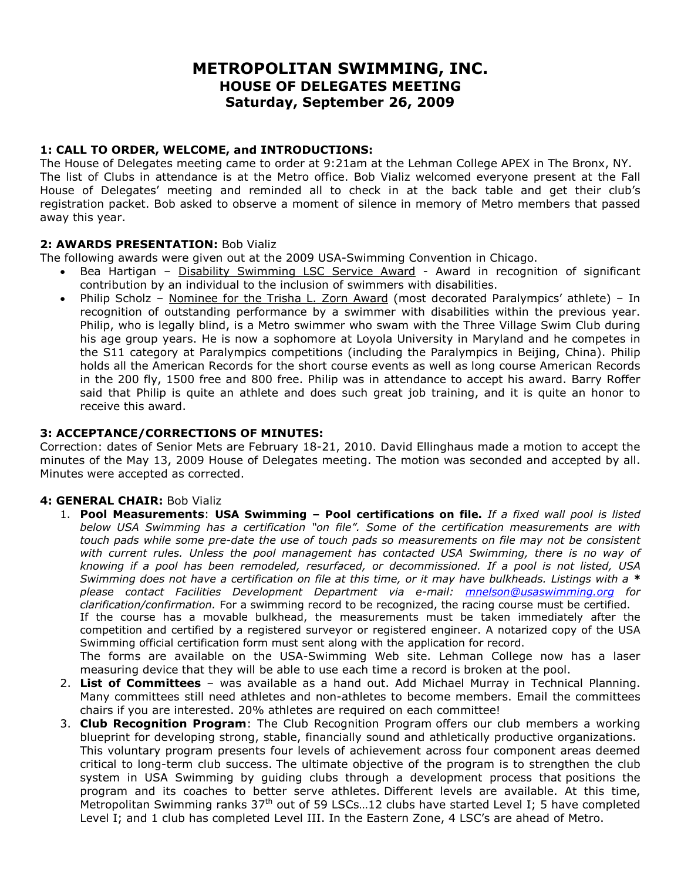# METROPOLITAN SWIMMING, INC.
## HOUSE OF DELEGATES MEETING
## Saturday, September 26, 2009

### 1: CALL TO ORDER, WELCOME, and INTRODUCTIONS:

The House of Delegates meeting came to order at 9:21am at the Lehman College APEX in The Bronx, NY. The list of Clubs in attendance is at the Metro office. Bob Vializ welcomed everyone present at the Fall House of Delegates' meeting and reminded all to check in at the back table and get their club's registration packet. Bob asked to observe a moment of silence in memory of Metro members that passed away this year.

### 2: AWARDS PRESENTATION: Bob Vializ

The following awards were given out at the 2009 USA-Swimming Convention in Chicago.

- Bea Hartigan – Disability Swimming LSC Service Award - Award in recognition of significant contribution by an individual to the inclusion of swimmers with disabilities.
- Philip Scholz – Nominee for the Trisha L. Zorn Award (most decorated Paralympics' athlete) – In recognition of outstanding performance by a swimmer with disabilities within the previous year. Philip, who is legally blind, is a Metro swimmer who swam with the Three Village Swim Club during his age group years. He is now a sophomore at Loyola University in Maryland and he competes in the S11 category at Paralympics competitions (including the Paralympics in Beijing, China). Philip holds all the American Records for the short course events as well as long course American Records in the 200 fly, 1500 free and 800 free. Philip was in attendance to accept his award. Barry Roffer said that Philip is quite an athlete and does such great job training, and it is quite an honor to receive this award.

### 3: ACCEPTANCE/CORRECTIONS OF MINUTES:

Correction: dates of Senior Mets are February 18-21, 2010. David Ellinghaus made a motion to accept the minutes of the May 13, 2009 House of Delegates meeting. The motion was seconded and accepted by all. Minutes were accepted as corrected.

### 4: GENERAL CHAIR: Bob Vializ

1. **Pool Measurements**: **USA Swimming – Pool certifications on file.** *If a fixed wall pool is listed below USA Swimming has a certification "on file". Some of the certification measurements are with touch pads while some pre-date the use of touch pads so measurements on file may not be consistent with current rules. Unless the pool management has contacted USA Swimming, there is no way of knowing if a pool has been remodeled, resurfaced, or decommissioned. If a pool is not listed, USA Swimming does not have a certification on file at this time, or it may have bulkheads. Listings with a* **\*** *please contact Facilities Development Department via e-mail: mnelson@usaswimming.org for clarification/confirmation.* For a swimming record to be recognized, the racing course must be certified. If the course has a movable bulkhead, the measurements must be taken immediately after the competition and certified by a registered surveyor or registered engineer. A notarized copy of the USA Swimming official certification form must sent along with the application for record. The forms are available on the USA-Swimming Web site. Lehman College now has a laser measuring device that they will be able to use each time a record is broken at the pool.
2. **List of Committees** – was available as a hand out. Add Michael Murray in Technical Planning. Many committees still need athletes and non-athletes to become members. Email the committees chairs if you are interested. 20% athletes are required on each committee!
3. **Club Recognition Program**: The Club Recognition Program offers our club members a working blueprint for developing strong, stable, financially sound and athletically productive organizations. This voluntary program presents four levels of achievement across four component areas deemed critical to long-term club success. The ultimate objective of the program is to strengthen the club system in USA Swimming by guiding clubs through a development process that positions the program and its coaches to better serve athletes. Different levels are available. At this time, Metropolitan Swimming ranks 37th out of 59 LSCs…12 clubs have started Level I; 5 have completed Level I; and 1 club has completed Level III. In the Eastern Zone, 4 LSC's are ahead of Metro.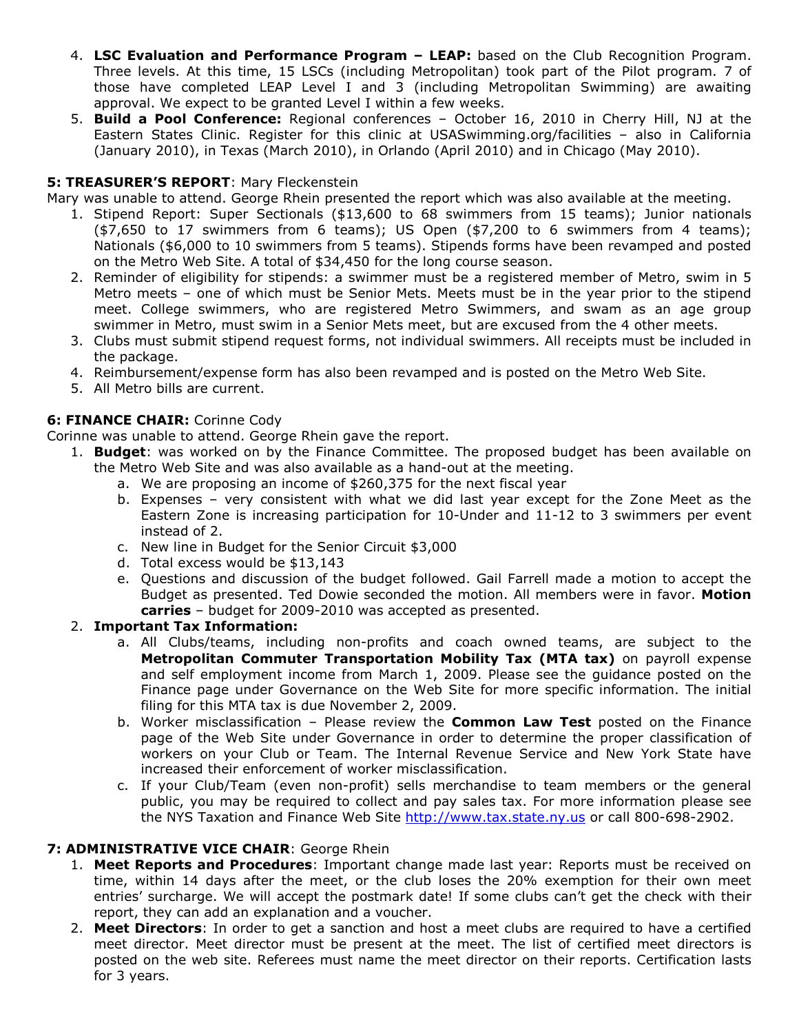4. **LSC Evaluation and Performance Program – LEAP:** based on the Club Recognition Program. Three levels. At this time, 15 LSCs (including Metropolitan) took part of the Pilot program. 7 of those have completed LEAP Level I and 3 (including Metropolitan Swimming) are awaiting approval. We expect to be granted Level I within a few weeks.
5. **Build a Pool Conference:** Regional conferences – October 16, 2010 in Cherry Hill, NJ at the Eastern States Clinic. Register for this clinic at USASwimming.org/facilities – also in California (January 2010), in Texas (March 2010), in Orlando (April 2010) and in Chicago (May 2010).

**5: TREASURER'S REPORT**: Mary Fleckenstein

Mary was unable to attend. George Rhein presented the report which was also available at the meeting.

1. Stipend Report: Super Sectionals ($13,600 to 68 swimmers from 15 teams); Junior nationals ($7,650 to 17 swimmers from 6 teams); US Open ($7,200 to 6 swimmers from 4 teams); Nationals ($6,000 to 10 swimmers from 5 teams). Stipends forms have been revamped and posted on the Metro Web Site. A total of $34,450 for the long course season.
2. Reminder of eligibility for stipends: a swimmer must be a registered member of Metro, swim in 5 Metro meets – one of which must be Senior Mets. Meets must be in the year prior to the stipend meet. College swimmers, who are registered Metro Swimmers, and swam as an age group swimmer in Metro, must swim in a Senior Mets meet, but are excused from the 4 other meets.
3. Clubs must submit stipend request forms, not individual swimmers. All receipts must be included in the package.
4. Reimbursement/expense form has also been revamped and is posted on the Metro Web Site.
5. All Metro bills are current.

**6: FINANCE CHAIR:** Corinne Cody

Corinne was unable to attend. George Rhein gave the report.

1. **Budget**: was worked on by the Finance Committee. The proposed budget has been available on the Metro Web Site and was also available as a hand-out at the meeting.
   a. We are proposing an income of $260,375 for the next fiscal year
   b. Expenses – very consistent with what we did last year except for the Zone Meet as the Eastern Zone is increasing participation for 10-Under and 11-12 to 3 swimmers per event instead of 2.
   c. New line in Budget for the Senior Circuit $3,000
   d. Total excess would be $13,143
   e. Questions and discussion of the budget followed. Gail Farrell made a motion to accept the Budget as presented. Ted Dowie seconded the motion. All members were in favor. **Motion carries** – budget for 2009-2010 was accepted as presented.
2. **Important Tax Information:**
   a. All Clubs/teams, including non-profits and coach owned teams, are subject to the **Metropolitan Commuter Transportation Mobility Tax (MTA tax)** on payroll expense and self employment income from March 1, 2009. Please see the guidance posted on the Finance page under Governance on the Web Site for more specific information. The initial filing for this MTA tax is due November 2, 2009.
   b. Worker misclassification – Please review the **Common Law Test** posted on the Finance page of the Web Site under Governance in order to determine the proper classification of workers on your Club or Team. The Internal Revenue Service and New York State have increased their enforcement of worker misclassification.
   c. If your Club/Team (even non-profit) sells merchandise to team members or the general public, you may be required to collect and pay sales tax. For more information please see the NYS Taxation and Finance Web Site http://www.tax.state.ny.us or call 800-698-2902.

**7: ADMINISTRATIVE VICE CHAIR**: George Rhein

1. **Meet Reports and Procedures**: Important change made last year: Reports must be received on time, within 14 days after the meet, or the club loses the 20% exemption for their own meet entries' surcharge. We will accept the postmark date! If some clubs can't get the check with their report, they can add an explanation and a voucher.
2. **Meet Directors**: In order to get a sanction and host a meet clubs are required to have a certified meet director. Meet director must be present at the meet. The list of certified meet directors is posted on the web site. Referees must name the meet director on their reports. Certification lasts for 3 years.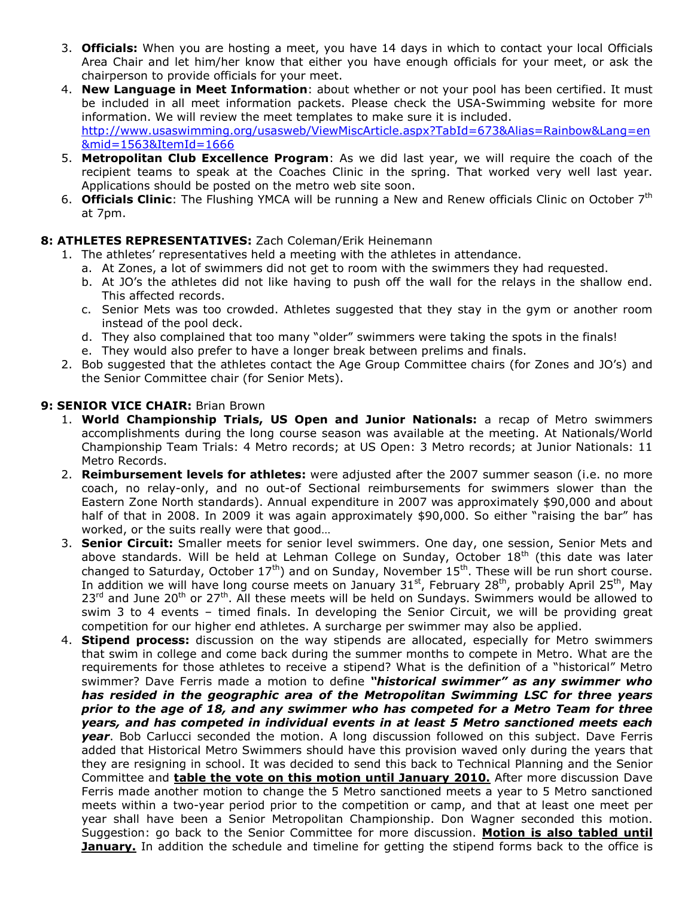3. **Officials:** When you are hosting a meet, you have 14 days in which to contact your local Officials Area Chair and let him/her know that either you have enough officials for your meet, or ask the chairperson to provide officials for your meet.
4. **New Language in Meet Information**: about whether or not your pool has been certified. It must be included in all meet information packets. Please check the USA-Swimming website for more information. We will review the meet templates to make sure it is included. http://www.usaswimming.org/usasweb/ViewMiscArticle.aspx?TabId=673&Alias=Rainbow&Lang=en&mid=1563&ItemId=1666
5. **Metropolitan Club Excellence Program**: As we did last year, we will require the coach of the recipient teams to speak at the Coaches Clinic in the spring. That worked very well last year. Applications should be posted on the metro web site soon.
6. **Officials Clinic**: The Flushing YMCA will be running a New and Renew officials Clinic on October 7th at 7pm.

**8: ATHLETES REPRESENTATIVES:** Zach Coleman/Erik Heinemann

1. The athletes' representatives held a meeting with the athletes in attendance.
   a. At Zones, a lot of swimmers did not get to room with the swimmers they had requested.
   b. At JO's the athletes did not like having to push off the wall for the relays in the shallow end. This affected records.
   c. Senior Mets was too crowded. Athletes suggested that they stay in the gym or another room instead of the pool deck.
   d. They also complained that too many "older" swimmers were taking the spots in the finals!
   e. They would also prefer to have a longer break between prelims and finals.
2. Bob suggested that the athletes contact the Age Group Committee chairs (for Zones and JO's) and the Senior Committee chair (for Senior Mets).

**9: SENIOR VICE CHAIR:** Brian Brown

1. **World Championship Trials, US Open and Junior Nationals:** a recap of Metro swimmers accomplishments during the long course season was available at the meeting. At Nationals/World Championship Team Trials: 4 Metro records; at US Open: 3 Metro records; at Junior Nationals: 11 Metro Records.
2. **Reimbursement levels for athletes:** were adjusted after the 2007 summer season (i.e. no more coach, no relay-only, and no out-of Sectional reimbursements for swimmers slower than the Eastern Zone North standards). Annual expenditure in 2007 was approximately $90,000 and about half of that in 2008. In 2009 it was again approximately $90,000. So either "raising the bar" has worked, or the suits really were that good…
3. **Senior Circuit:** Smaller meets for senior level swimmers. One day, one session, Senior Mets and above standards. Will be held at Lehman College on Sunday, October 18th (this date was later changed to Saturday, October 17th) and on Sunday, November 15th. These will be run short course. In addition we will have long course meets on January 31st, February 28th, probably April 25th, May 23rd and June 20th or 27th. All these meets will be held on Sundays. Swimmers would be allowed to swim 3 to 4 events – timed finals. In developing the Senior Circuit, we will be providing great competition for our higher end athletes. A surcharge per swimmer may also be applied.
4. **Stipend process:** discussion on the way stipends are allocated, especially for Metro swimmers that swim in college and come back during the summer months to compete in Metro. What are the requirements for those athletes to receive a stipend? What is the definition of a "historical" Metro swimmer? Dave Ferris made a motion to define ***"historical swimmer" as any swimmer who has resided in the geographic area of the Metropolitan Swimming LSC for three years prior to the age of 18, and any swimmer who has competed for a Metro Team for three years, and has competed in individual events in at least 5 Metro sanctioned meets each year***. Bob Carlucci seconded the motion. A long discussion followed on this subject. Dave Ferris added that Historical Metro Swimmers should have this provision waved only during the years that they are resigning in school. It was decided to send this back to Technical Planning and the Senior Committee and **table the vote on this motion until January 2010.** After more discussion Dave Ferris made another motion to change the 5 Metro sanctioned meets a year to 5 Metro sanctioned meets within a two-year period prior to the competition or camp, and that at least one meet per year shall have been a Senior Metropolitan Championship. Don Wagner seconded this motion. Suggestion: go back to the Senior Committee for more discussion. **Motion is also tabled until January.** In addition the schedule and timeline for getting the stipend forms back to the office is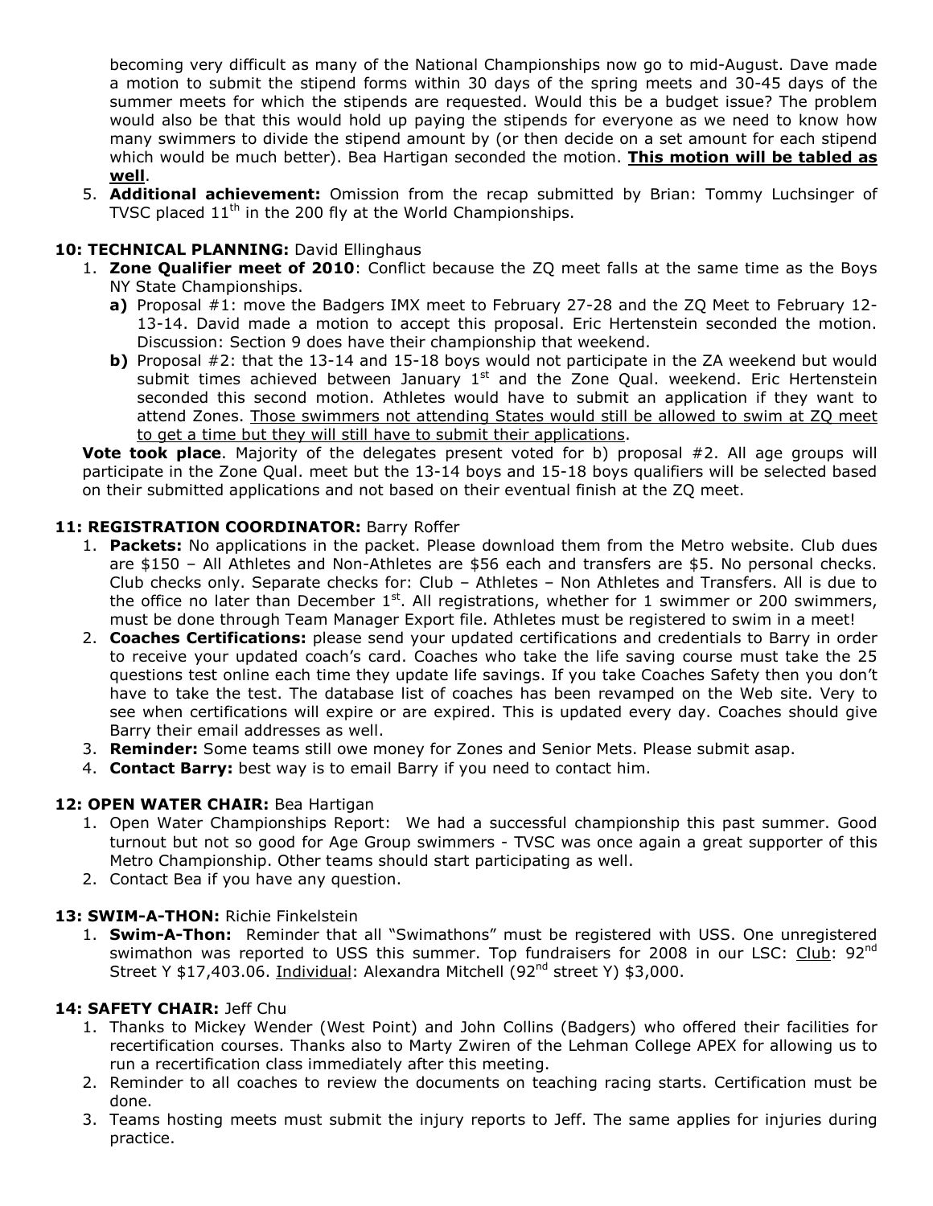becoming very difficult as many of the National Championships now go to mid-August. Dave made a motion to submit the stipend forms within 30 days of the spring meets and 30-45 days of the summer meets for which the stipends are requested. Would this be a budget issue? The problem would also be that this would hold up paying the stipends for everyone as we need to know how many swimmers to divide the stipend amount by (or then decide on a set amount for each stipend which would be much better). Bea Hartigan seconded the motion. **<u>This motion will be tabled as well</u>**.

5. **Additional achievement:** Omission from the recap submitted by Brian: Tommy Luchsinger of TVSC placed 11th in the 200 fly at the World Championships.

**10: TECHNICAL PLANNING:** David Ellinghaus

1. **Zone Qualifier meet of 2010**: Conflict because the ZQ meet falls at the same time as the Boys NY State Championships.
   - **a)** Proposal #1: move the Badgers IMX meet to February 27-28 and the ZQ Meet to February 12-13-14. David made a motion to accept this proposal. Eric Hertenstein seconded the motion. Discussion: Section 9 does have their championship that weekend.
   - **b)** Proposal #2: that the 13-14 and 15-18 boys would not participate in the ZA weekend but would submit times achieved between January 1st and the Zone Qual. weekend. Eric Hertenstein seconded this second motion. Athletes would have to submit an application if they want to attend Zones. <u>Those swimmers not attending States would still be allowed to swim at ZQ meet to get a time but they will still have to submit their applications</u>.

**Vote took place**. Majority of the delegates present voted for b) proposal #2. All age groups will participate in the Zone Qual. meet but the 13-14 boys and 15-18 boys qualifiers will be selected based on their submitted applications and not based on their eventual finish at the ZQ meet.

**11: REGISTRATION COORDINATOR:** Barry Roffer

1. **Packets:** No applications in the packet. Please download them from the Metro website. Club dues are $150 – All Athletes and Non-Athletes are $56 each and transfers are $5. No personal checks. Club checks only. Separate checks for: Club – Athletes – Non Athletes and Transfers. All is due to the office no later than December 1st. All registrations, whether for 1 swimmer or 200 swimmers, must be done through Team Manager Export file. Athletes must be registered to swim in a meet!
2. **Coaches Certifications:** please send your updated certifications and credentials to Barry in order to receive your updated coach's card. Coaches who take the life saving course must take the 25 questions test online each time they update life savings. If you take Coaches Safety then you don't have to take the test. The database list of coaches has been revamped on the Web site. Very to see when certifications will expire or are expired. This is updated every day. Coaches should give Barry their email addresses as well.
3. **Reminder:** Some teams still owe money for Zones and Senior Mets. Please submit asap.
4. **Contact Barry:** best way is to email Barry if you need to contact him.

**12: OPEN WATER CHAIR:** Bea Hartigan

1. Open Water Championships Report: We had a successful championship this past summer. Good turnout but not so good for Age Group swimmers - TVSC was once again a great supporter of this Metro Championship. Other teams should start participating as well.
2. Contact Bea if you have any question.

**13: SWIM-A-THON:** Richie Finkelstein

1. **Swim-A-Thon:** Reminder that all "Swimathons" must be registered with USS. One unregistered swimathon was reported to USS this summer. Top fundraisers for 2008 in our LSC: <u>Club</u>: 92nd Street Y $17,403.06. <u>Individual</u>: Alexandra Mitchell (92nd street Y) $3,000.

**14: SAFETY CHAIR:** Jeff Chu

1. Thanks to Mickey Wender (West Point) and John Collins (Badgers) who offered their facilities for recertification courses. Thanks also to Marty Zwiren of the Lehman College APEX for allowing us to run a recertification class immediately after this meeting.
2. Reminder to all coaches to review the documents on teaching racing starts. Certification must be done.
3. Teams hosting meets must submit the injury reports to Jeff. The same applies for injuries during practice.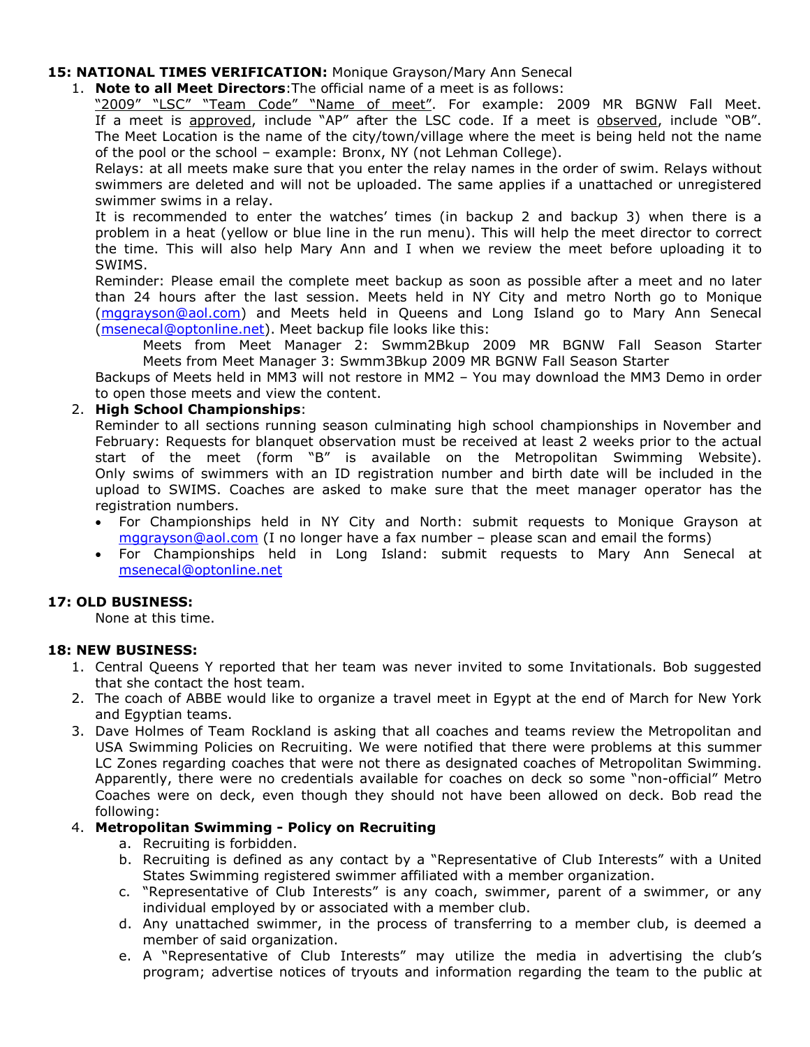**15: NATIONAL TIMES VERIFICATION:** Monique Grayson/Mary Ann Senecal

1. **Note to all Meet Directors**:The official name of a meet is as follows: "2009" "LSC" "Team Code" "Name of meet". For example: 2009 MR BGNW Fall Meet. If a meet is approved, include "AP" after the LSC code. If a meet is observed, include "OB". The Meet Location is the name of the city/town/village where the meet is being held not the name of the pool or the school – example: Bronx, NY (not Lehman College).
   
   Relays: at all meets make sure that you enter the relay names in the order of swim. Relays without swimmers are deleted and will not be uploaded. The same applies if a unattached or unregistered swimmer swims in a relay.
   
   It is recommended to enter the watches' times (in backup 2 and backup 3) when there is a problem in a heat (yellow or blue line in the run menu). This will help the meet director to correct the time. This will also help Mary Ann and I when we review the meet before uploading it to SWIMS.
   
   Reminder: Please email the complete meet backup as soon as possible after a meet and no later than 24 hours after the last session. Meets held in NY City and metro North go to Monique (mggrayson@aol.com) and Meets held in Queens and Long Island go to Mary Ann Senecal (msenecal@optonline.net). Meet backup file looks like this:
   
   Meets from Meet Manager 2: Swmm2Bkup 2009 MR BGNW Fall Season Starter
   Meets from Meet Manager 3: Swmm3Bkup 2009 MR BGNW Fall Season Starter
   
   Backups of Meets held in MM3 will not restore in MM2 – You may download the MM3 Demo in order to open those meets and view the content.

2. **High School Championships**:
   
   Reminder to all sections running season culminating high school championships in November and February: Requests for blanquet observation must be received at least 2 weeks prior to the actual start of the meet (form "B" is available on the Metropolitan Swimming Website). Only swims of swimmers with an ID registration number and birth date will be included in the upload to SWIMS. Coaches are asked to make sure that the meet manager operator has the registration numbers.
   
   - For Championships held in NY City and North: submit requests to Monique Grayson at mggrayson@aol.com (I no longer have a fax number – please scan and email the forms)
   - For Championships held in Long Island: submit requests to Mary Ann Senecal at msenecal@optonline.net

**17: OLD BUSINESS:**

None at this time.

**18: NEW BUSINESS:**

1. Central Queens Y reported that her team was never invited to some Invitationals. Bob suggested that she contact the host team.
2. The coach of ABBE would like to organize a travel meet in Egypt at the end of March for New York and Egyptian teams.
3. Dave Holmes of Team Rockland is asking that all coaches and teams review the Metropolitan and USA Swimming Policies on Recruiting. We were notified that there were problems at this summer LC Zones regarding coaches that were not there as designated coaches of Metropolitan Swimming. Apparently, there were no credentials available for coaches on deck so some "non-official" Metro Coaches were on deck, even though they should not have been allowed on deck. Bob read the following:
4. **Metropolitan Swimming - Policy on Recruiting**
   a. Recruiting is forbidden.
   b. Recruiting is defined as any contact by a "Representative of Club Interests" with a United States Swimming registered swimmer affiliated with a member organization.
   c. "Representative of Club Interests" is any coach, swimmer, parent of a swimmer, or any individual employed by or associated with a member club.
   d. Any unattached swimmer, in the process of transferring to a member club, is deemed a member of said organization.
   e. A "Representative of Club Interests" may utilize the media in advertising the club's program; advertise notices of tryouts and information regarding the team to the public at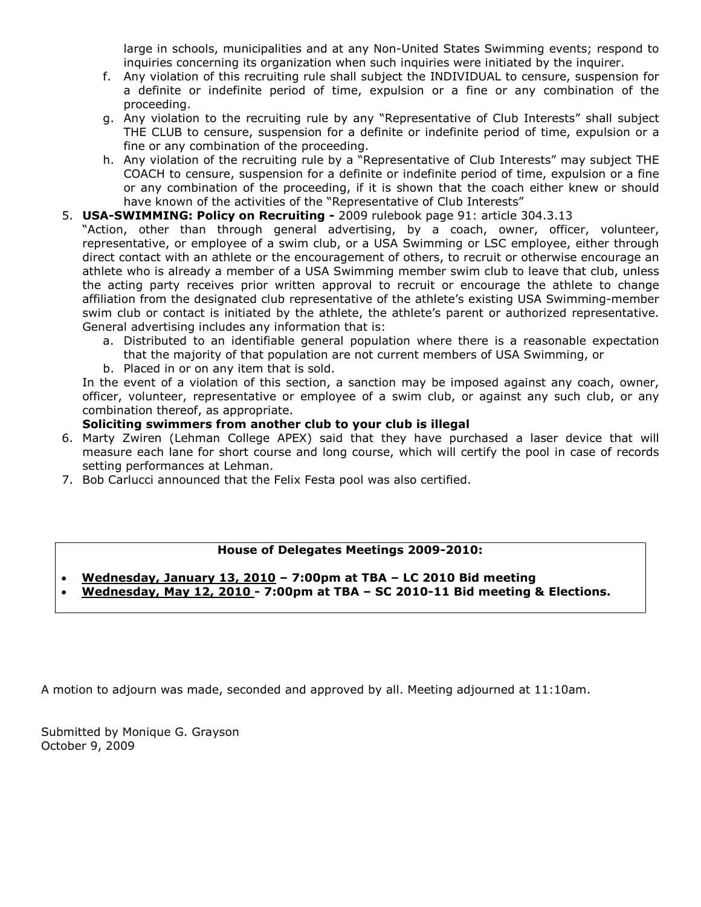large in schools, municipalities and at any Non-United States Swimming events; respond to inquiries concerning its organization when such inquiries were initiated by the inquirer.

f. Any violation of this recruiting rule shall subject the INDIVIDUAL to censure, suspension for a definite or indefinite period of time, expulsion or a fine or any combination of the proceeding.
g. Any violation to the recruiting rule by any "Representative of Club Interests" shall subject THE CLUB to censure, suspension for a definite or indefinite period of time, expulsion or a fine or any combination of the proceeding.
h. Any violation of the recruiting rule by a "Representative of Club Interests" may subject THE COACH to censure, suspension for a definite or indefinite period of time, expulsion or a fine or any combination of the proceeding, if it is shown that the coach either knew or should have known of the activities of the "Representative of Club Interests"

5. **USA-SWIMMING: Policy on Recruiting -** 2009 rulebook page 91: article 304.3.13
"Action, other than through general advertising, by a coach, owner, officer, volunteer, representative, or employee of a swim club, or a USA Swimming or LSC employee, either through direct contact with an athlete or the encouragement of others, to recruit or otherwise encourage an athlete who is already a member of a USA Swimming member swim club to leave that club, unless the acting party receives prior written approval to recruit or encourage the athlete to change affiliation from the designated club representative of the athlete's existing USA Swimming-member swim club or contact is initiated by the athlete, the athlete's parent or authorized representative. General advertising includes any information that is:
   a. Distributed to an identifiable general population where there is a reasonable expectation that the majority of that population are not current members of USA Swimming, or
   b. Placed in or on any item that is sold.

   In the event of a violation of this section, a sanction may be imposed against any coach, owner, officer, volunteer, representative or employee of a swim club, or against any such club, or any combination thereof, as appropriate.
   **Soliciting swimmers from another club to your club is illegal**
6. Marty Zwiren (Lehman College APEX) said that they have purchased a laser device that will measure each lane for short course and long course, which will certify the pool in case of records setting performances at Lehman.
7. Bob Carlucci announced that the Felix Festa pool was also certified.

**House of Delegates Meetings 2009-2010:**

- **<u>Wednesday, January 13, 2010</u> – 7:00pm at TBA – LC 2010 Bid meeting**
- **<u>Wednesday, May 12, 2010</u> - 7:00pm at TBA – SC 2010-11 Bid meeting & Elections.**

A motion to adjourn was made, seconded and approved by all. Meeting adjourned at 11:10am.

Submitted by Monique G. Grayson
October 9, 2009